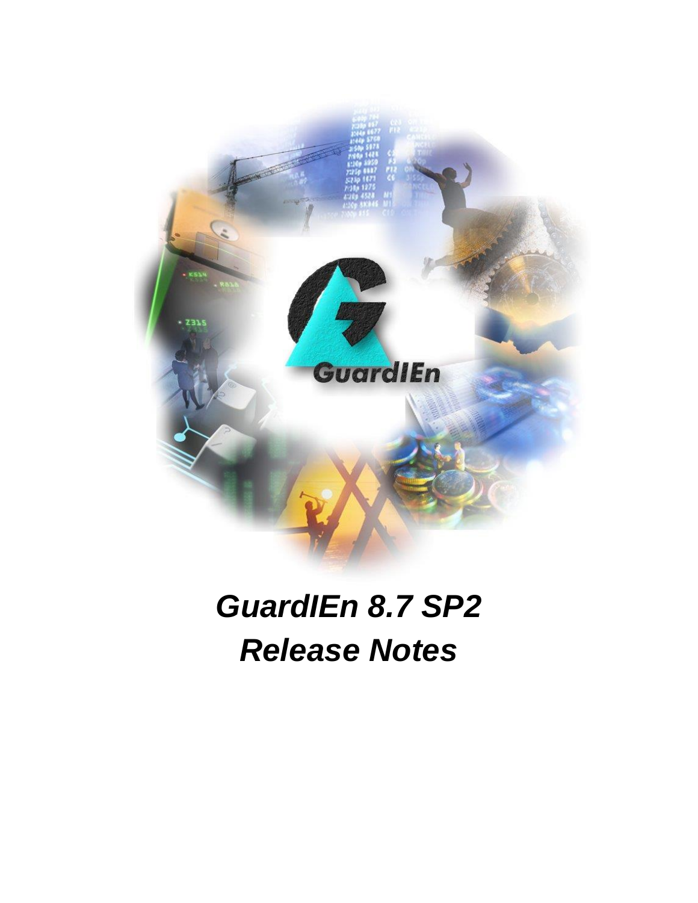# *GuardIEn 8.7 SP2 Release Notes*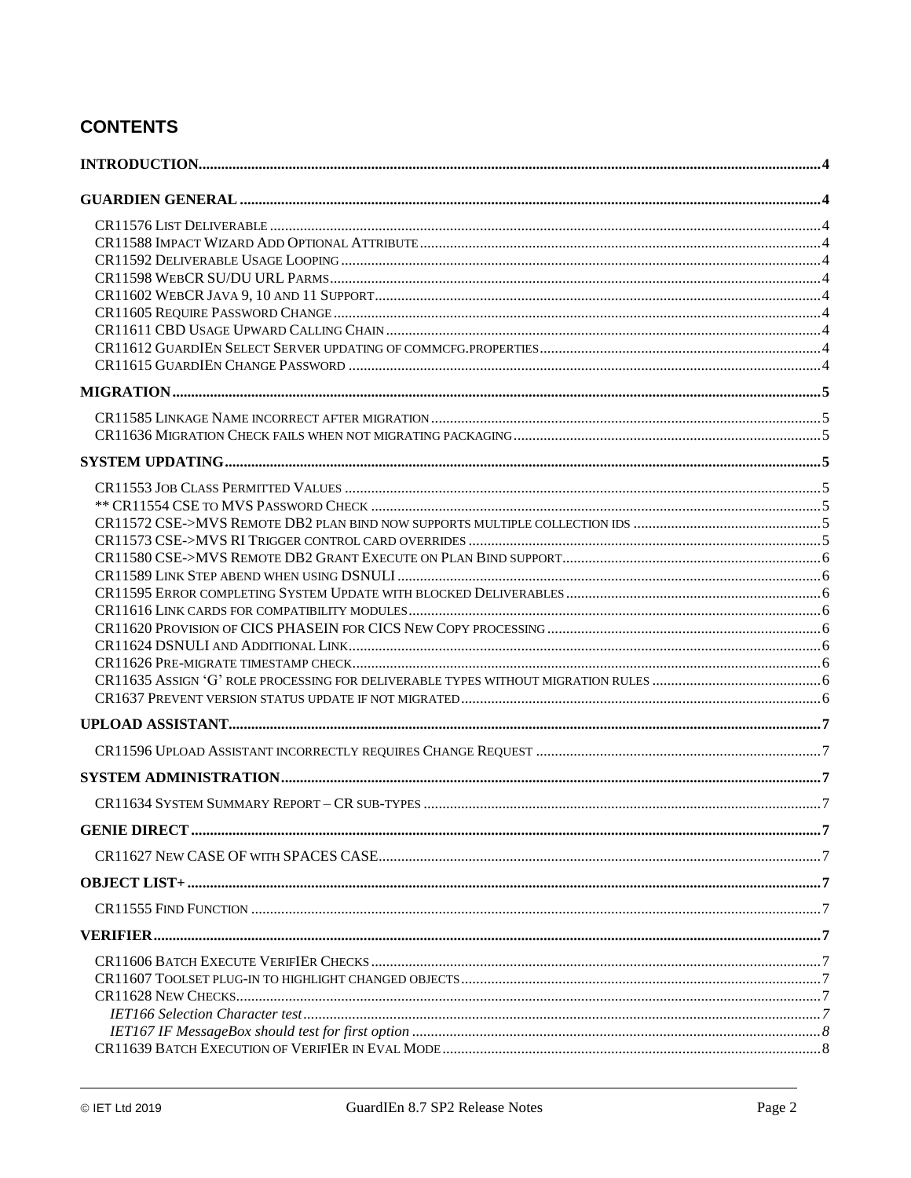# CONTENTS

**INTRODUCTION** .......... 4

**GUARDIEN GENERAL** .......... 4

- CR11576 List Deliverable .......... 4
- CR11588 Impact Wizard Add Optional Attribute .......... 4
- CR11592 Deliverable Usage Looping .......... 4
- CR11598 WebCR SU/DU URL Parms .......... 4
- CR11602 WebCR Java 9, 10 and 11 Support .......... 4
- CR11605 Require Password Change .......... 4
- CR11611 CBD Usage Upward Calling Chain .......... 4
- CR11612 GuardIEn Select Server updating of commcfg.properties .......... 4
- CR11615 GuardIEn Change Password .......... 4

**MIGRATION** .......... 5

- CR11585 Linkage Name incorrect after migration .......... 5
- CR11636 Migration Check fails when not migrating packaging .......... 5

**SYSTEM UPDATING** .......... 5

- CR11553 Job Class Permitted Values .......... 5
- ** CR11554 CSE to MVS Password Check .......... 5
- CR11572 CSE->MVS Remote DB2 plan bind now supports multiple collection ids .......... 5
- CR11573 CSE->MVS RI Trigger control card overrides .......... 5
- CR11580 CSE->MVS Remote DB2 Grant Execute on Plan Bind support .......... 6
- CR11589 Link Step abend when using DSNULI .......... 6
- CR11595 Error completing System Update with blocked Deliverables .......... 6
- CR11616 Link cards for compatibility modules .......... 6
- CR11620 Provision of CICS PHASEIN for CICS New Copy processing .......... 6
- CR11624 DSNULI and Additional Link .......... 6
- CR11626 Pre-migrate timestamp check .......... 6
- CR11635 Assign 'G' role processing for deliverable types without migration rules .......... 6
- CR1637 Prevent version status update if not migrated .......... 6

**UPLOAD ASSISTANT** .......... 7

- CR11596 Upload Assistant incorrectly requires Change Request .......... 7

**SYSTEM ADMINISTRATION** .......... 7

- CR11634 System Summary Report – CR sub-types .......... 7

**GENIE DIRECT** .......... 7

- CR11627 New CASE OF with SPACES CASE .......... 7

**OBJECT LIST+** .......... 7

- CR11555 Find Function .......... 7

**VERIFIER** .......... 7

- CR11606 Batch Execute VerifIEr Checks .......... 7
- CR11607 Toolset plug-in to highlight changed objects .......... 7
- CR11628 New Checks .......... 7
  - *IET166 Selection Character test* .......... 7
  - *IET167 IF MessageBox should test for first option* .......... 8
- CR11639 Batch Execution of VerifIEr in Eval Mode .......... 8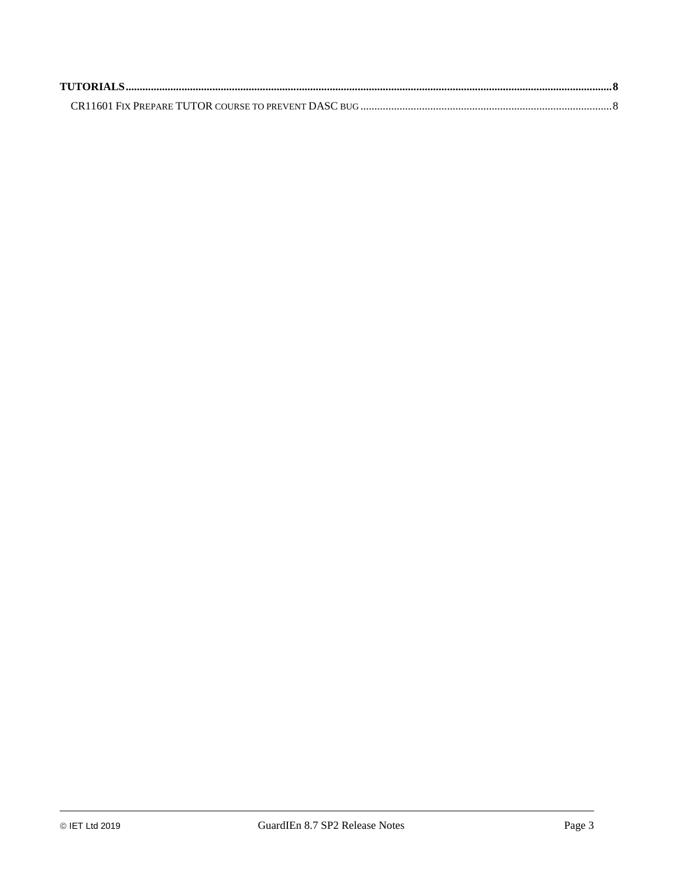**TUTORIALS**..........8

CR11601 Fix Prepare TUTOR course to prevent DASC bug..........8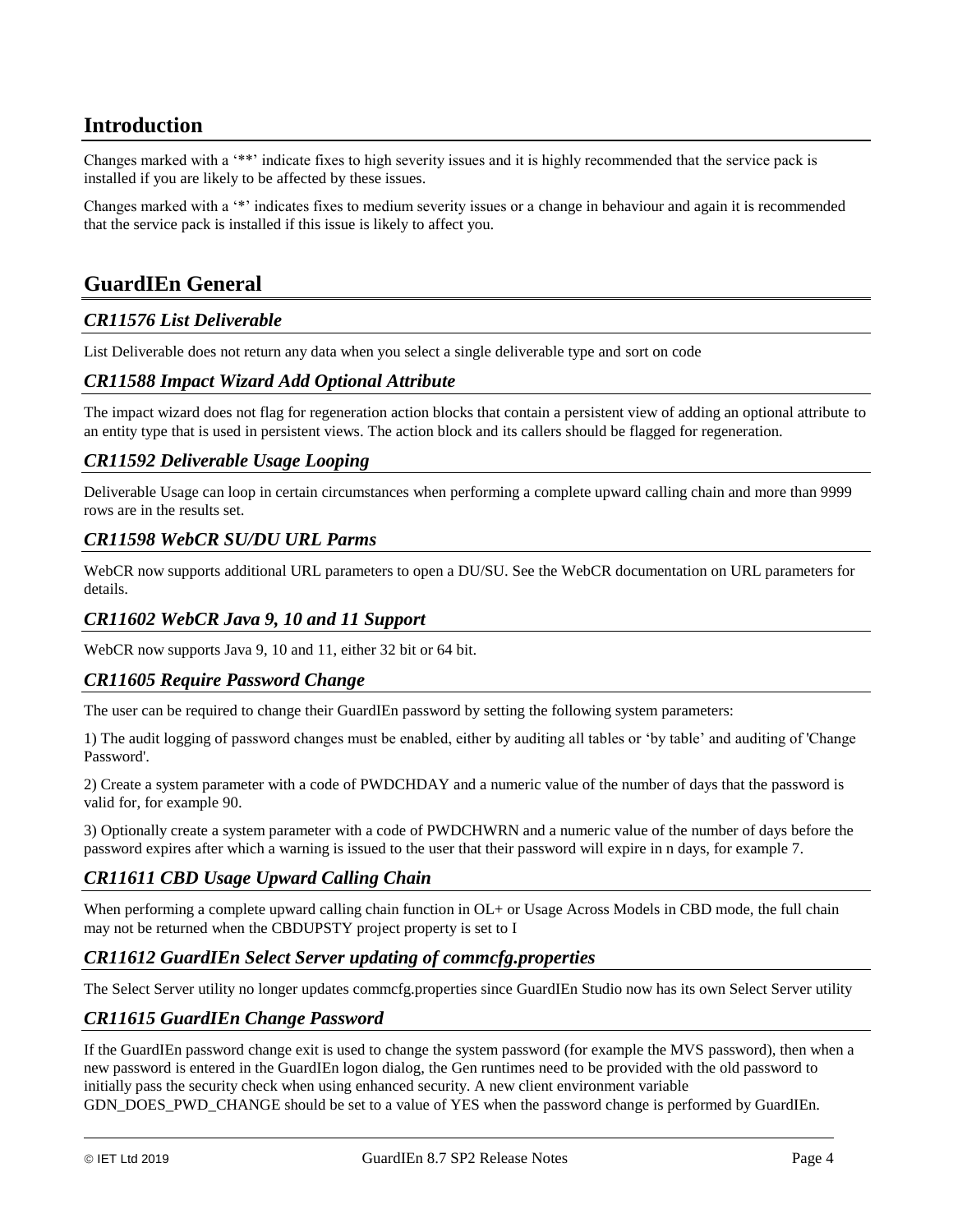## Introduction

Changes marked with a '**' indicate fixes to high severity issues and it is highly recommended that the service pack is installed if you are likely to be affected by these issues.

Changes marked with a '*' indicates fixes to medium severity issues or a change in behaviour and again it is recommended that the service pack is installed if this issue is likely to affect you.

## GuardIEn General

### *CR11576 List Deliverable*

List Deliverable does not return any data when you select a single deliverable type and sort on code

### *CR11588 Impact Wizard Add Optional Attribute*

The impact wizard does not flag for regeneration action blocks that contain a persistent view of adding an optional attribute to an entity type that is used in persistent views. The action block and its callers should be flagged for regeneration.

### *CR11592 Deliverable Usage Looping*

Deliverable Usage can loop in certain circumstances when performing a complete upward calling chain and more than 9999 rows are in the results set.

### *CR11598 WebCR SU/DU URL Parms*

WebCR now supports additional URL parameters to open a DU/SU. See the WebCR documentation on URL parameters for details.

### *CR11602 WebCR Java 9, 10 and 11 Support*

WebCR now supports Java 9, 10 and 11, either 32 bit or 64 bit.

### *CR11605 Require Password Change*

The user can be required to change their GuardIEn password by setting the following system parameters:

1) The audit logging of password changes must be enabled, either by auditing all tables or 'by table' and auditing of 'Change Password'.

2) Create a system parameter with a code of PWDCHDAY and a numeric value of the number of days that the password is valid for, for example 90.

3) Optionally create a system parameter with a code of PWDCHWRN and a numeric value of the number of days before the password expires after which a warning is issued to the user that their password will expire in n days, for example 7.

### *CR11611 CBD Usage Upward Calling Chain*

When performing a complete upward calling chain function in OL+ or Usage Across Models in CBD mode, the full chain may not be returned when the CBDUPSTY project property is set to I

### *CR11612 GuardIEn Select Server updating of commcfg.properties*

The Select Server utility no longer updates commcfg.properties since GuardIEn Studio now has its own Select Server utility

### *CR11615 GuardIEn Change Password*

If the GuardIEn password change exit is used to change the system password (for example the MVS password), then when a new password is entered in the GuardIEn logon dialog, the Gen runtimes need to be provided with the old password to initially pass the security check when using enhanced security. A new client environment variable GDN_DOES_PWD_CHANGE should be set to a value of YES when the password change is performed by GuardIEn.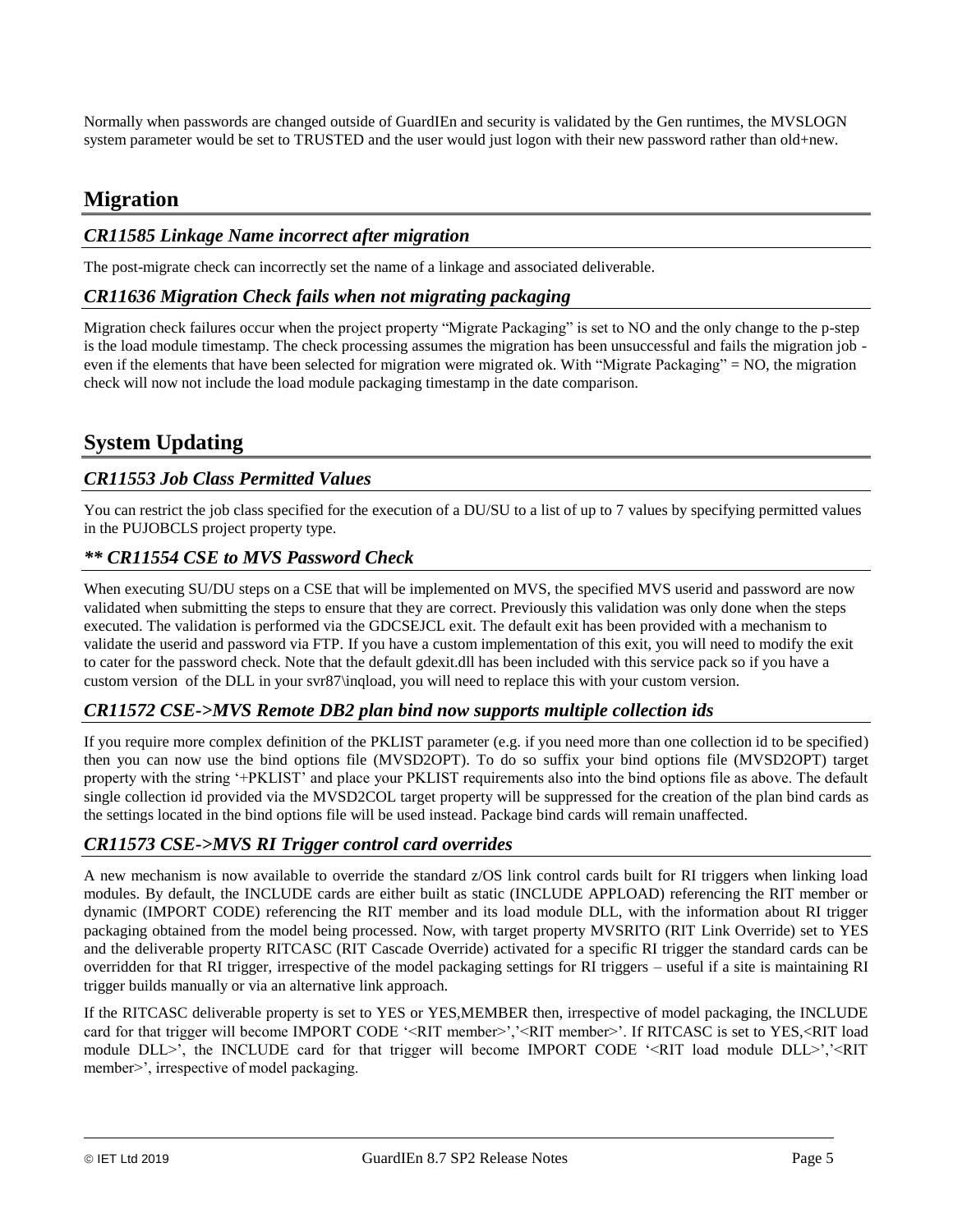Normally when passwords are changed outside of GuardIEn and security is validated by the Gen runtimes, the MVSLOGN system parameter would be set to TRUSTED and the user would just logon with their new password rather than old+new.

## Migration

### *CR11585 Linkage Name incorrect after migration*

The post-migrate check can incorrectly set the name of a linkage and associated deliverable.

### *CR11636 Migration Check fails when not migrating packaging*

Migration check failures occur when the project property "Migrate Packaging" is set to NO and the only change to the p-step is the load module timestamp. The check processing assumes the migration has been unsuccessful and fails the migration job - even if the elements that have been selected for migration were migrated ok. With "Migrate Packaging" = NO, the migration check will now not include the load module packaging timestamp in the date comparison.

## System Updating

### *CR11553 Job Class Permitted Values*

You can restrict the job class specified for the execution of a DU/SU to a list of up to 7 values by specifying permitted values in the PUJOBCLS project property type.

### *** CR11554 CSE to MVS Password Check*

When executing SU/DU steps on a CSE that will be implemented on MVS, the specified MVS userid and password are now validated when submitting the steps to ensure that they are correct. Previously this validation was only done when the steps executed. The validation is performed via the GDCSEJCL exit. The default exit has been provided with a mechanism to validate the userid and password via FTP. If you have a custom implementation of this exit, you will need to modify the exit to cater for the password check. Note that the default gdexit.dll has been included with this service pack so if you have a custom version of the DLL in your svr87\inqload, you will need to replace this with your custom version.

### *CR11572 CSE->MVS Remote DB2 plan bind now supports multiple collection ids*

If you require more complex definition of the PKLIST parameter (e.g. if you need more than one collection id to be specified) then you can now use the bind options file (MVSD2OPT). To do so suffix your bind options file (MVSD2OPT) target property with the string '+PKLIST' and place your PKLIST requirements also into the bind options file as above. The default single collection id provided via the MVSD2COL target property will be suppressed for the creation of the plan bind cards as the settings located in the bind options file will be used instead. Package bind cards will remain unaffected.

### *CR11573 CSE->MVS RI Trigger control card overrides*

A new mechanism is now available to override the standard z/OS link control cards built for RI triggers when linking load modules. By default, the INCLUDE cards are either built as static (INCLUDE APPLOAD) referencing the RIT member or dynamic (IMPORT CODE) referencing the RIT member and its load module DLL, with the information about RI trigger packaging obtained from the model being processed. Now, with target property MVSRITO (RIT Link Override) set to YES and the deliverable property RITCASC (RIT Cascade Override) activated for a specific RI trigger the standard cards can be overridden for that RI trigger, irrespective of the model packaging settings for RI triggers – useful if a site is maintaining RI trigger builds manually or via an alternative link approach.

If the RITCASC deliverable property is set to YES or YES,MEMBER then, irrespective of model packaging, the INCLUDE card for that trigger will become IMPORT CODE '<RIT member>','<RIT member>'. If RITCASC is set to YES,<RIT load module DLL>', the INCLUDE card for that trigger will become IMPORT CODE '<RIT load module DLL>','<RIT member>', irrespective of model packaging.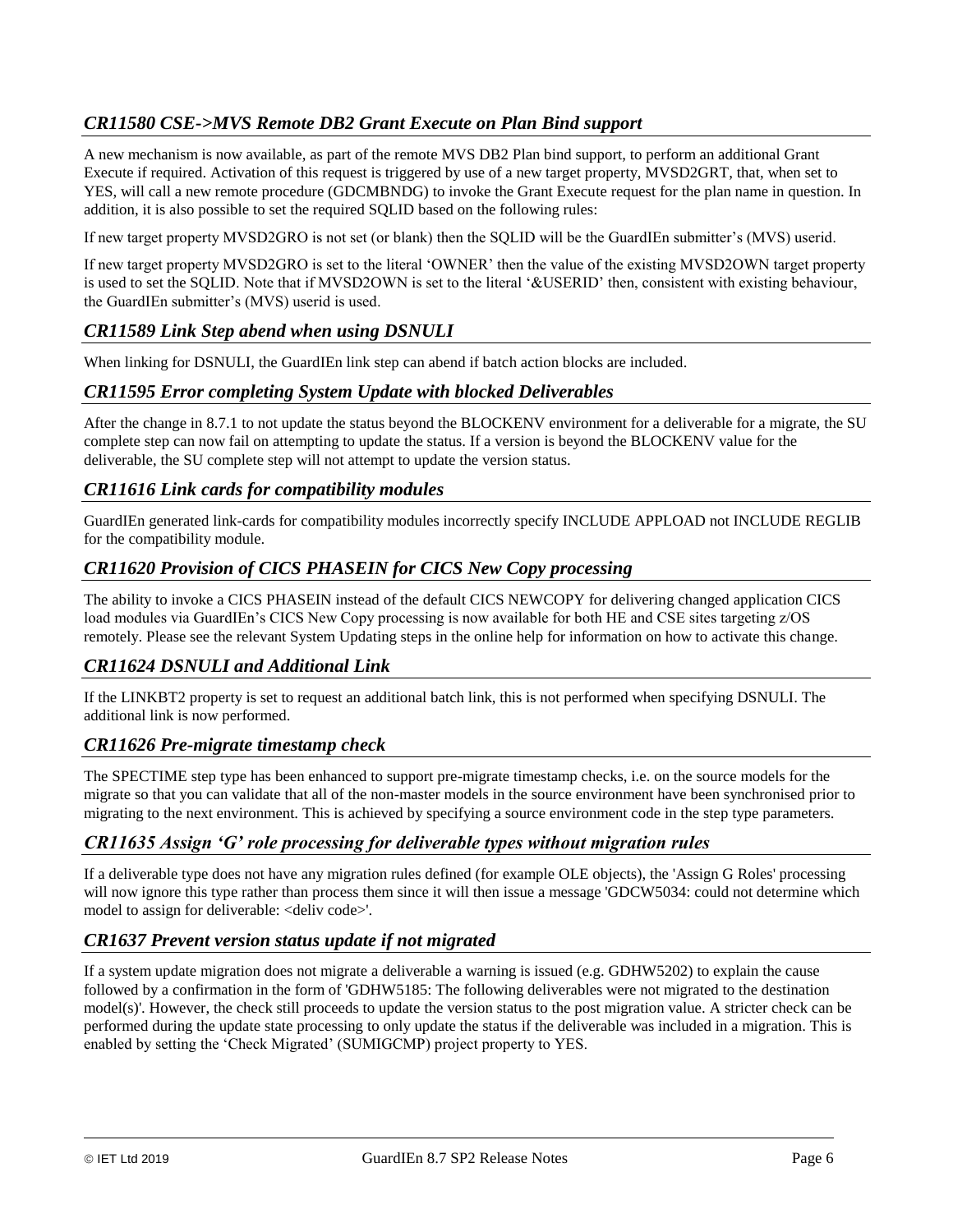### *CR11580 CSE->MVS Remote DB2 Grant Execute on Plan Bind support*

A new mechanism is now available, as part of the remote MVS DB2 Plan bind support, to perform an additional Grant Execute if required. Activation of this request is triggered by use of a new target property, MVSD2GRT, that, when set to YES, will call a new remote procedure (GDCMBNDG) to invoke the Grant Execute request for the plan name in question. In addition, it is also possible to set the required SQLID based on the following rules:

If new target property MVSD2GRO is not set (or blank) then the SQLID will be the GuardIEn submitter's (MVS) userid.

If new target property MVSD2GRO is set to the literal 'OWNER' then the value of the existing MVSD2OWN target property is used to set the SQLID. Note that if MVSD2OWN is set to the literal '&USERID' then, consistent with existing behaviour, the GuardIEn submitter's (MVS) userid is used.

### *CR11589 Link Step abend when using DSNULI*

When linking for DSNULI, the GuardIEn link step can abend if batch action blocks are included.

### *CR11595 Error completing System Update with blocked Deliverables*

After the change in 8.7.1 to not update the status beyond the BLOCKENV environment for a deliverable for a migrate, the SU complete step can now fail on attempting to update the status. If a version is beyond the BLOCKENV value for the deliverable, the SU complete step will not attempt to update the version status.

### *CR11616 Link cards for compatibility modules*

GuardIEn generated link-cards for compatibility modules incorrectly specify INCLUDE APPLOAD not INCLUDE REGLIB for the compatibility module.

### *CR11620 Provision of CICS PHASEIN for CICS New Copy processing*

The ability to invoke a CICS PHASEIN instead of the default CICS NEWCOPY for delivering changed application CICS load modules via GuardIEn's CICS New Copy processing is now available for both HE and CSE sites targeting z/OS remotely. Please see the relevant System Updating steps in the online help for information on how to activate this change.

### *CR11624 DSNULI and Additional Link*

If the LINKBT2 property is set to request an additional batch link, this is not performed when specifying DSNULI. The additional link is now performed.

### *CR11626 Pre-migrate timestamp check*

The SPECTIME step type has been enhanced to support pre-migrate timestamp checks, i.e. on the source models for the migrate so that you can validate that all of the non-master models in the source environment have been synchronised prior to migrating to the next environment. This is achieved by specifying a source environment code in the step type parameters.

### *CR11635 Assign 'G' role processing for deliverable types without migration rules*

If a deliverable type does not have any migration rules defined (for example OLE objects), the 'Assign G Roles' processing will now ignore this type rather than process them since it will then issue a message 'GDCW5034: could not determine which model to assign for deliverable: <deliv code>'.

### *CR1637 Prevent version status update if not migrated*

If a system update migration does not migrate a deliverable a warning is issued (e.g. GDHW5202) to explain the cause followed by a confirmation in the form of 'GDHW5185: The following deliverables were not migrated to the destination model(s)'. However, the check still proceeds to update the version status to the post migration value. A stricter check can be performed during the update state processing to only update the status if the deliverable was included in a migration. This is enabled by setting the 'Check Migrated' (SUMIGCMP) project property to YES.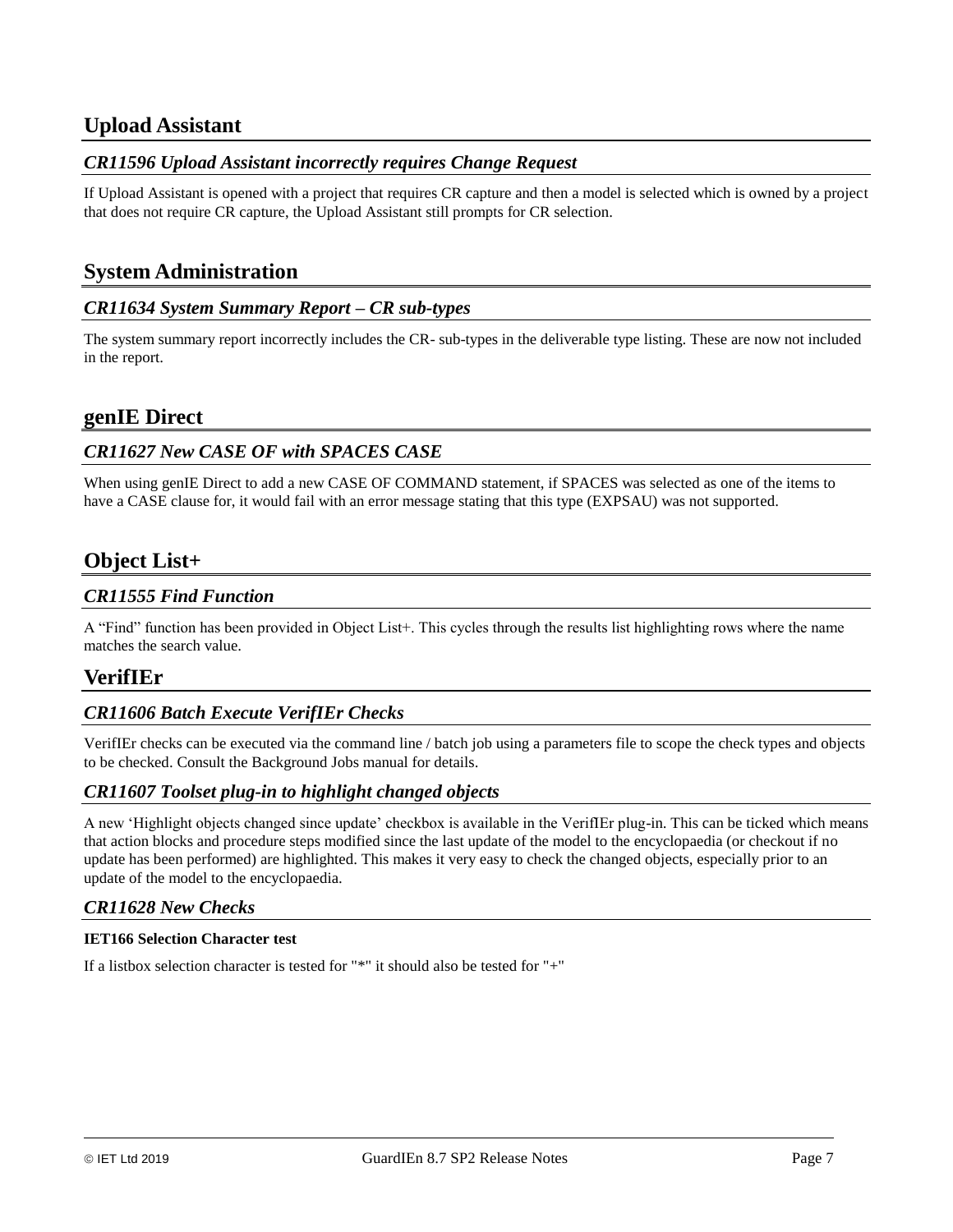## Upload Assistant

### *CR11596 Upload Assistant incorrectly requires Change Request*

If Upload Assistant is opened with a project that requires CR capture and then a model is selected which is owned by a project that does not require CR capture, the Upload Assistant still prompts for CR selection.

## System Administration

### *CR11634 System Summary Report – CR sub-types*

The system summary report incorrectly includes the CR- sub-types in the deliverable type listing. These are now not included in the report.

## genIE Direct

### *CR11627 New CASE OF with SPACES CASE*

When using genIE Direct to add a new CASE OF COMMAND statement, if SPACES was selected as one of the items to have a CASE clause for, it would fail with an error message stating that this type (EXPSAU) was not supported.

## Object List+

### *CR11555 Find Function*

A "Find" function has been provided in Object List+. This cycles through the results list highlighting rows where the name matches the search value.

## VerifIEr

### *CR11606 Batch Execute VerifIEr Checks*

VerifIEr checks can be executed via the command line / batch job using a parameters file to scope the check types and objects to be checked. Consult the Background Jobs manual for details.

### *CR11607 Toolset plug-in to highlight changed objects*

A new 'Highlight objects changed since update' checkbox is available in the VerifIEr plug-in. This can be ticked which means that action blocks and procedure steps modified since the last update of the model to the encyclopaedia (or checkout if no update has been performed) are highlighted. This makes it very easy to check the changed objects, especially prior to an update of the model to the encyclopaedia.

### *CR11628 New Checks*

**IET166 Selection Character test**

If a listbox selection character is tested for "*" it should also be tested for "+"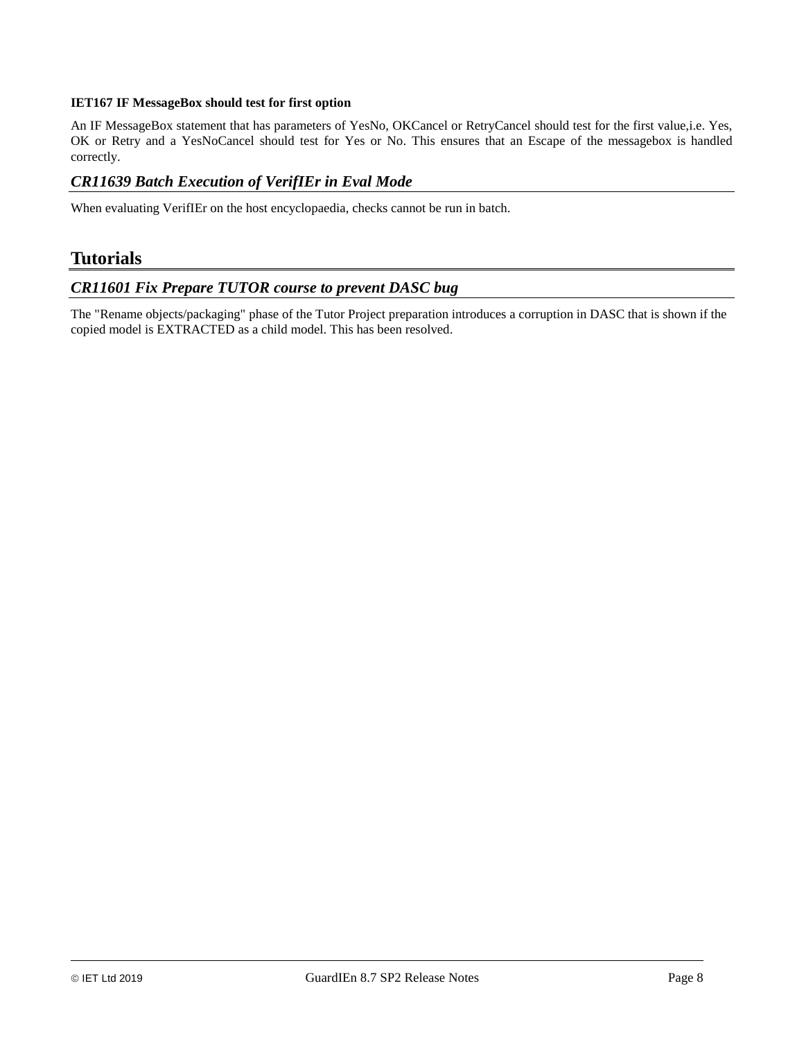**IET167 IF MessageBox should test for first option**

An IF MessageBox statement that has parameters of YesNo, OKCancel or RetryCancel should test for the first value,i.e. Yes, OK or Retry and a YesNoCancel should test for Yes or No. This ensures that an Escape of the messagebox is handled correctly.

### *CR11639 Batch Execution of VerifIEr in Eval Mode*

When evaluating VerifIEr on the host encyclopaedia, checks cannot be run in batch.

## Tutorials

### *CR11601 Fix Prepare TUTOR course to prevent DASC bug*

The "Rename objects/packaging" phase of the Tutor Project preparation introduces a corruption in DASC that is shown if the copied model is EXTRACTED as a child model. This has been resolved.